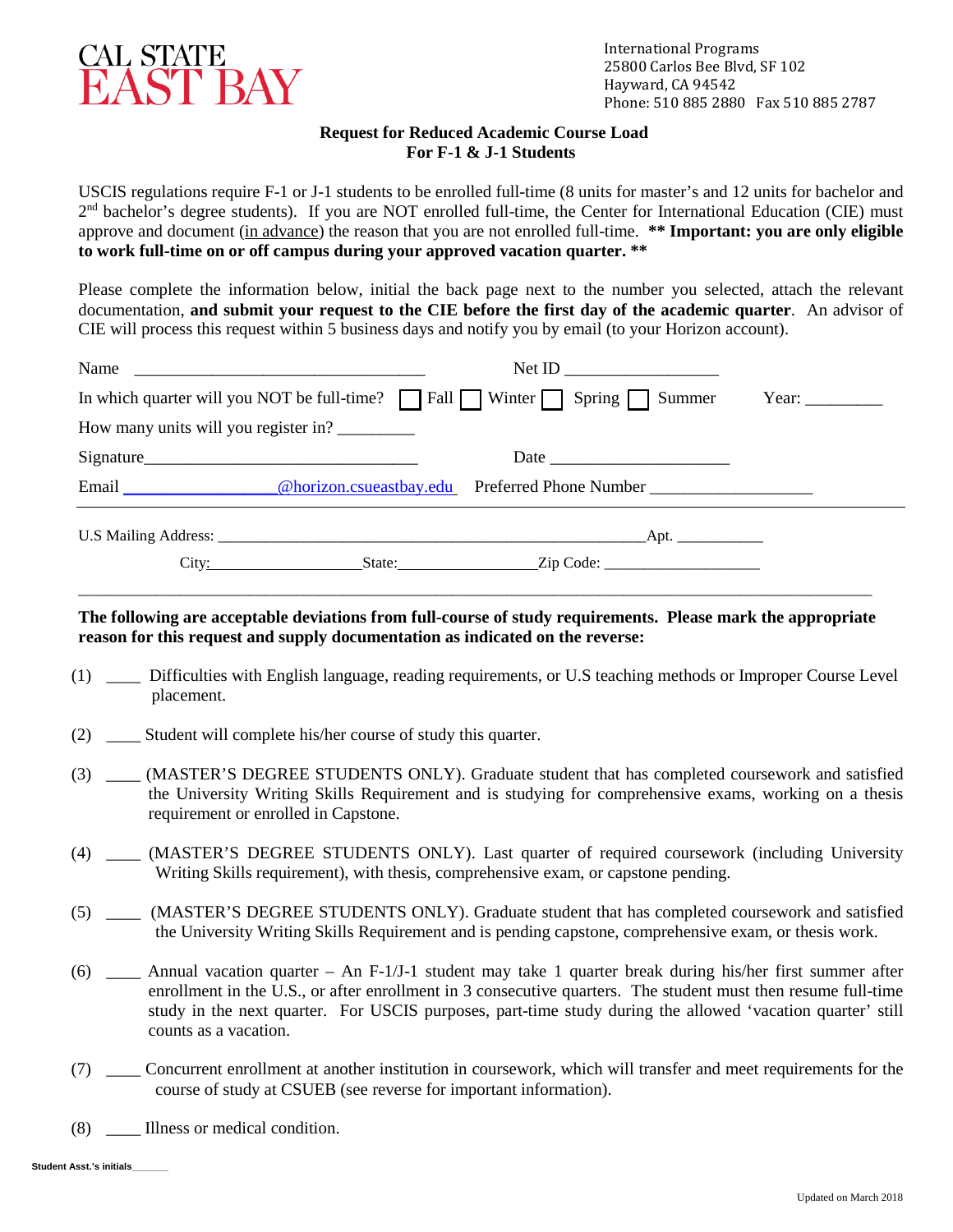CAL STATE
EAST BAY

International Programs
25800 Carlos Bee Blvd, SF 102
Hayward, CA 94542
Phone: 510 885 2880 Fax 510 885 2787

**Request for Reduced Academic Course Load**
**For F-1 & J-1 Students**

USCIS regulations require F-1 or J-1 students to be enrolled full-time (8 units for master's and 12 units for bachelor and 2nd bachelor's degree students). If you are NOT enrolled full-time, the Center for International Education (CIE) must approve and document (in advance) the reason that you are not enrolled full-time. **\*\* Important: you are only eligible to work full-time on or off campus during your approved vacation quarter. \*\***

Please complete the information below, initial the back page next to the number you selected, attach the relevant documentation, **and submit your request to the CIE before the first day of the academic quarter**. An advisor of CIE will process this request within 5 business days and notify you by email (to your Horizon account).

Name ________________________________ Net ID _________________

In which quarter will you NOT be full-time? ☐ Fall ☐ Winter ☐ Spring ☐ Summer Year: _________

How many units will you register in? _________

Signature________________________________ Date _____________________

Email _________________@horizon.csueastbay.edu Preferred Phone Number ___________________

U.S Mailing Address: ___________________________________________________Apt. ___________

City:__________________State:________________Zip Code: ___________________

**The following are acceptable deviations from full-course of study requirements. Please mark the appropriate reason for this request and supply documentation as indicated on the reverse:**

(1) ____ Difficulties with English language, reading requirements, or U.S teaching methods or Improper Course Level placement.

(2) ____ Student will complete his/her course of study this quarter.

(3) ____ (MASTER'S DEGREE STUDENTS ONLY). Graduate student that has completed coursework and satisfied the University Writing Skills Requirement and is studying for comprehensive exams, working on a thesis requirement or enrolled in Capstone.

(4) ____ (MASTER'S DEGREE STUDENTS ONLY). Last quarter of required coursework (including University Writing Skills requirement), with thesis, comprehensive exam, or capstone pending.

(5) ____ (MASTER'S DEGREE STUDENTS ONLY). Graduate student that has completed coursework and satisfied the University Writing Skills Requirement and is pending capstone, comprehensive exam, or thesis work.

(6) ____ Annual vacation quarter – An F-1/J-1 student may take 1 quarter break during his/her first summer after enrollment in the U.S., or after enrollment in 3 consecutive quarters. The student must then resume full-time study in the next quarter. For USCIS purposes, part-time study during the allowed 'vacation quarter' still counts as a vacation.

(7) ____ Concurrent enrollment at another institution in coursework, which will transfer and meet requirements for the course of study at CSUEB (see reverse for important information).

(8) ____ Illness or medical condition.

**Student Asst.'s initials**_______

Updated on March 2018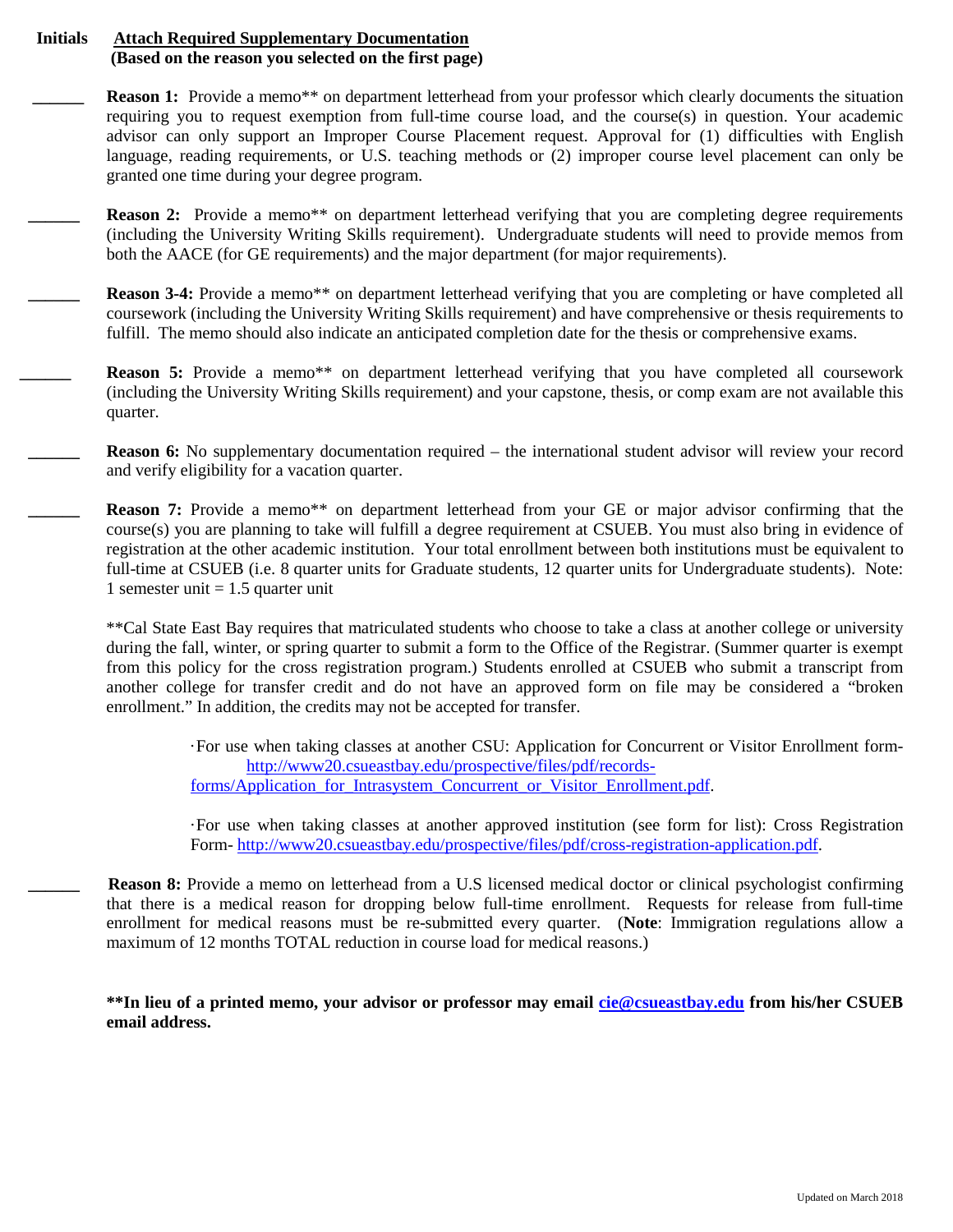**Initials** **Attach Required Supplementary Documentation**
**(Based on the reason you selected on the first page)**

______ **Reason 1:** Provide a memo** on department letterhead from your professor which clearly documents the situation requiring you to request exemption from full-time course load, and the course(s) in question. Your academic advisor can only support an Improper Course Placement request. Approval for (1) difficulties with English language, reading requirements, or U.S. teaching methods or (2) improper course level placement can only be granted one time during your degree program.

______ **Reason 2:** Provide a memo** on department letterhead verifying that you are completing degree requirements (including the University Writing Skills requirement). Undergraduate students will need to provide memos from both the AACE (for GE requirements) and the major department (for major requirements).

______ **Reason 3-4:** Provide a memo** on department letterhead verifying that you are completing or have completed all coursework (including the University Writing Skills requirement) and have comprehensive or thesis requirements to fulfill. The memo should also indicate an anticipated completion date for the thesis or comprehensive exams.

______ **Reason 5:** Provide a memo** on department letterhead verifying that you have completed all coursework (including the University Writing Skills requirement) and your capstone, thesis, or comp exam are not available this quarter.

______ **Reason 6:** No supplementary documentation required – the international student advisor will review your record and verify eligibility for a vacation quarter.

______ **Reason 7:** Provide a memo** on department letterhead from your GE or major advisor confirming that the course(s) you are planning to take will fulfill a degree requirement at CSUEB. You must also bring in evidence of registration at the other academic institution. Your total enrollment between both institutions must be equivalent to full-time at CSUEB (i.e. 8 quarter units for Graduate students, 12 quarter units for Undergraduate students). Note: 1 semester unit = 1.5 quarter unit

**Cal State East Bay requires that matriculated students who choose to take a class at another college or university during the fall, winter, or spring quarter to submit a form to the Office of the Registrar. (Summer quarter is exempt from this policy for the cross registration program.) Students enrolled at CSUEB who submit a transcript from another college for transfer credit and do not have an approved form on file may be considered a "broken enrollment." In addition, the credits may not be accepted for transfer.

- For use when taking classes at another CSU: Application for Concurrent or Visitor Enrollment form- http://www20.csueastbay.edu/prospective/files/pdf/records-forms/Application_for_Intrasystem_Concurrent_or_Visitor_Enrollment.pdf.

- For use when taking classes at another approved institution (see form for list): Cross Registration Form- http://www20.csueastbay.edu/prospective/files/pdf/cross-registration-application.pdf.

______ **Reason 8:** Provide a memo on letterhead from a U.S licensed medical doctor or clinical psychologist confirming that there is a medical reason for dropping below full-time enrollment. Requests for release from full-time enrollment for medical reasons must be re-submitted every quarter. (**Note**: Immigration regulations allow a maximum of 12 months TOTAL reduction in course load for medical reasons.)

****In lieu of a printed memo, your advisor or professor may email cie@csueastbay.edu from his/her CSUEB email address.**

Updated on March 2018